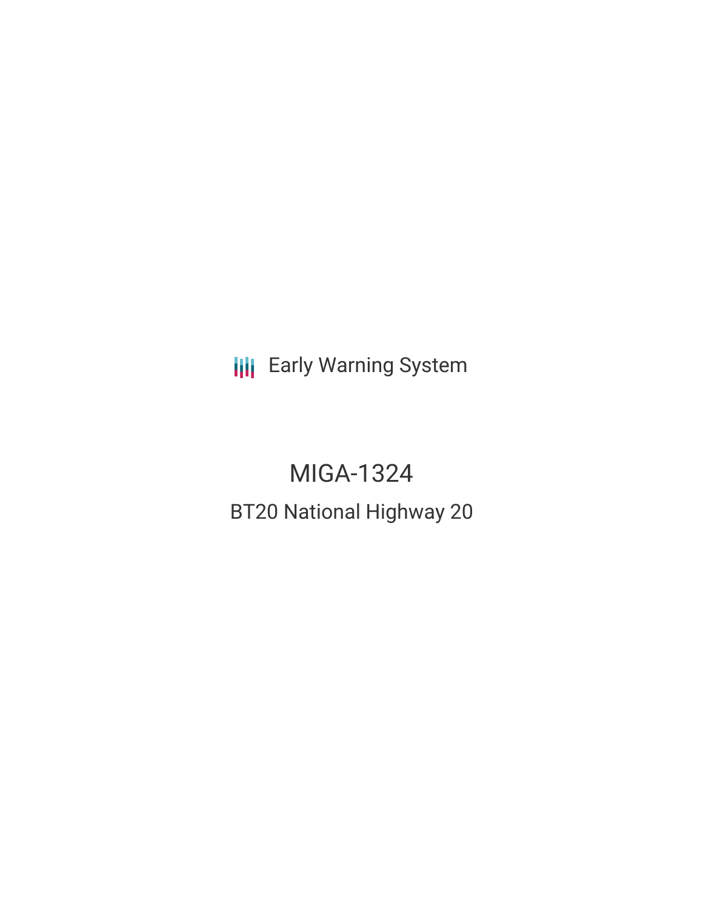Early Warning System

# MIGA-1324

## BT20 National Highway 20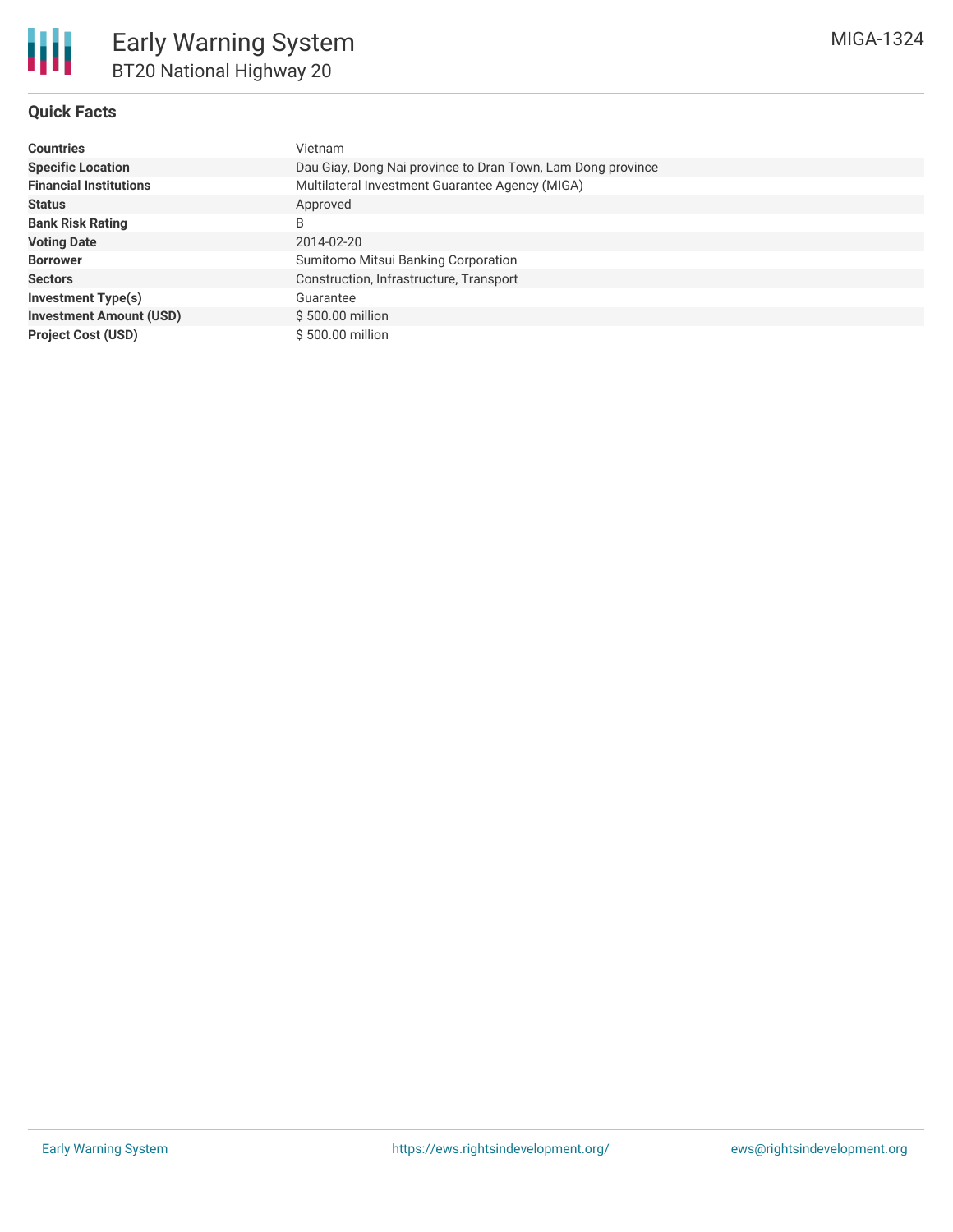# Early Warning System

## BT20 National Highway 20

MIGA-1324

### Quick Facts

| | |
|---|---|
| **Countries** | Vietnam |
| **Specific Location** | Dau Giay, Dong Nai province to Dran Town, Lam Dong province |
| **Financial Institutions** | Multilateral Investment Guarantee Agency (MIGA) |
| **Status** | Approved |
| **Bank Risk Rating** | B |
| **Voting Date** | 2014-02-20 |
| **Borrower** | Sumitomo Mitsui Banking Corporation |
| **Sectors** | Construction, Infrastructure, Transport |
| **Investment Type(s)** | Guarantee |
| **Investment Amount (USD)** | $ 500.00 million |
| **Project Cost (USD)** | $ 500.00 million |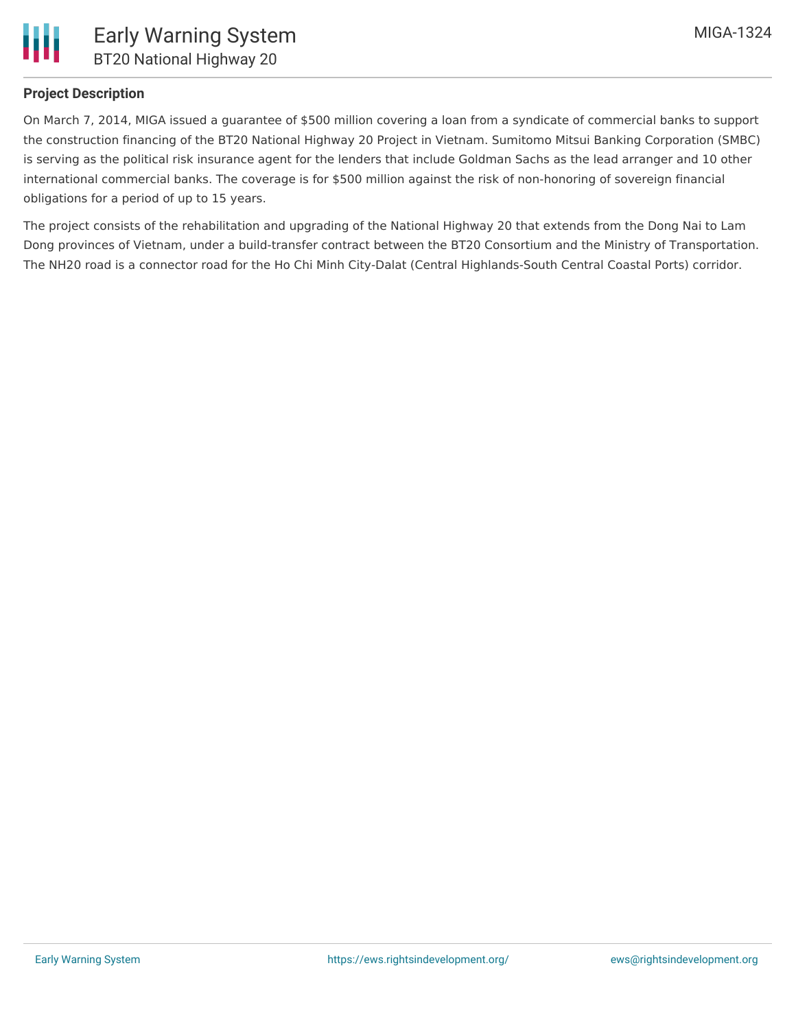### Project Description

On March 7, 2014, MIGA issued a guarantee of $500 million covering a loan from a syndicate of commercial banks to support the construction financing of the BT20 National Highway 20 Project in Vietnam. Sumitomo Mitsui Banking Corporation (SMBC) is serving as the political risk insurance agent for the lenders that include Goldman Sachs as the lead arranger and 10 other international commercial banks. The coverage is for $500 million against the risk of non-honoring of sovereign financial obligations for a period of up to 15 years.

The project consists of the rehabilitation and upgrading of the National Highway 20 that extends from the Dong Nai to Lam Dong provinces of Vietnam, under a build-transfer contract between the BT20 Consortium and the Ministry of Transportation. The NH20 road is a connector road for the Ho Chi Minh City-Dalat (Central Highlands-South Central Coastal Ports) corridor.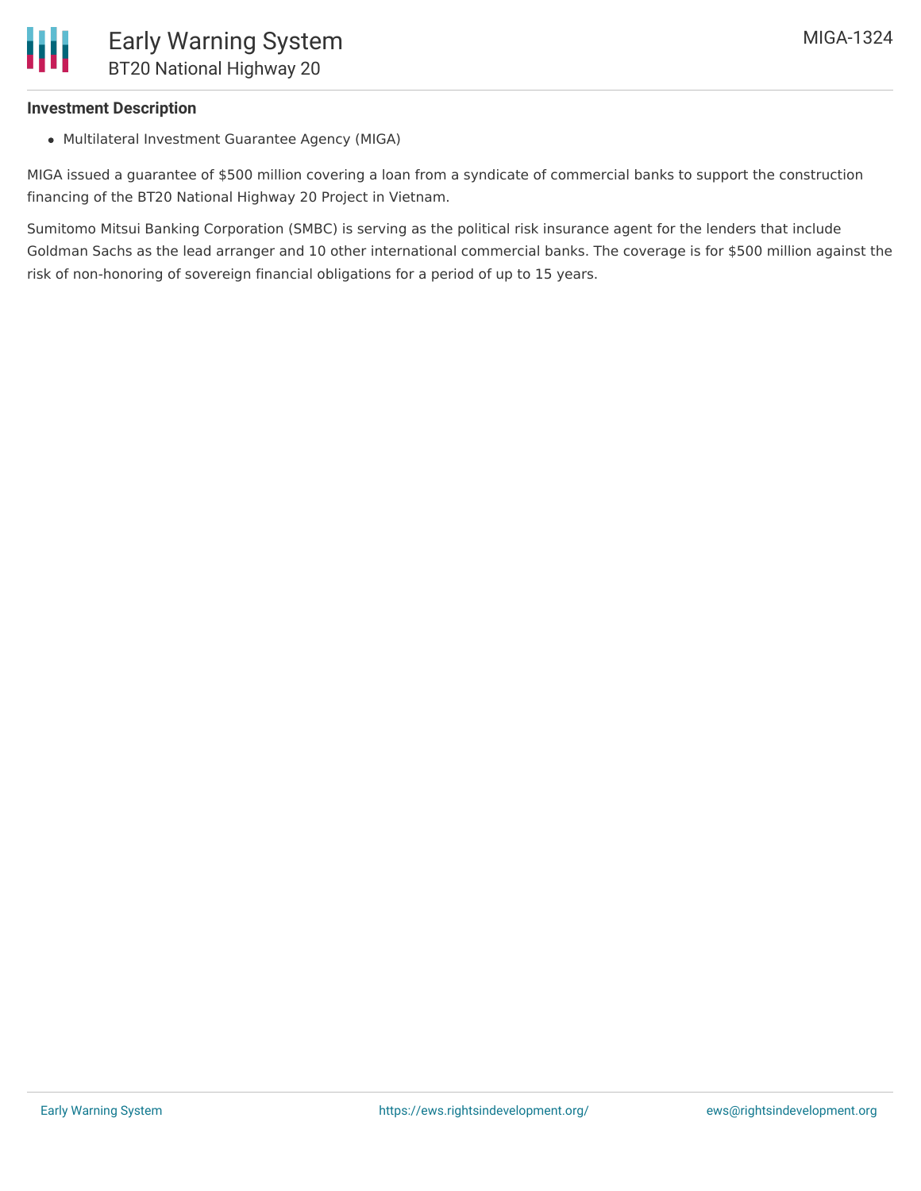### Investment Description

- Multilateral Investment Guarantee Agency (MIGA)

MIGA issued a guarantee of $500 million covering a loan from a syndicate of commercial banks to support the construction financing of the BT20 National Highway 20 Project in Vietnam.

Sumitomo Mitsui Banking Corporation (SMBC) is serving as the political risk insurance agent for the lenders that include Goldman Sachs as the lead arranger and 10 other international commercial banks. The coverage is for $500 million against the risk of non-honoring of sovereign financial obligations for a period of up to 15 years.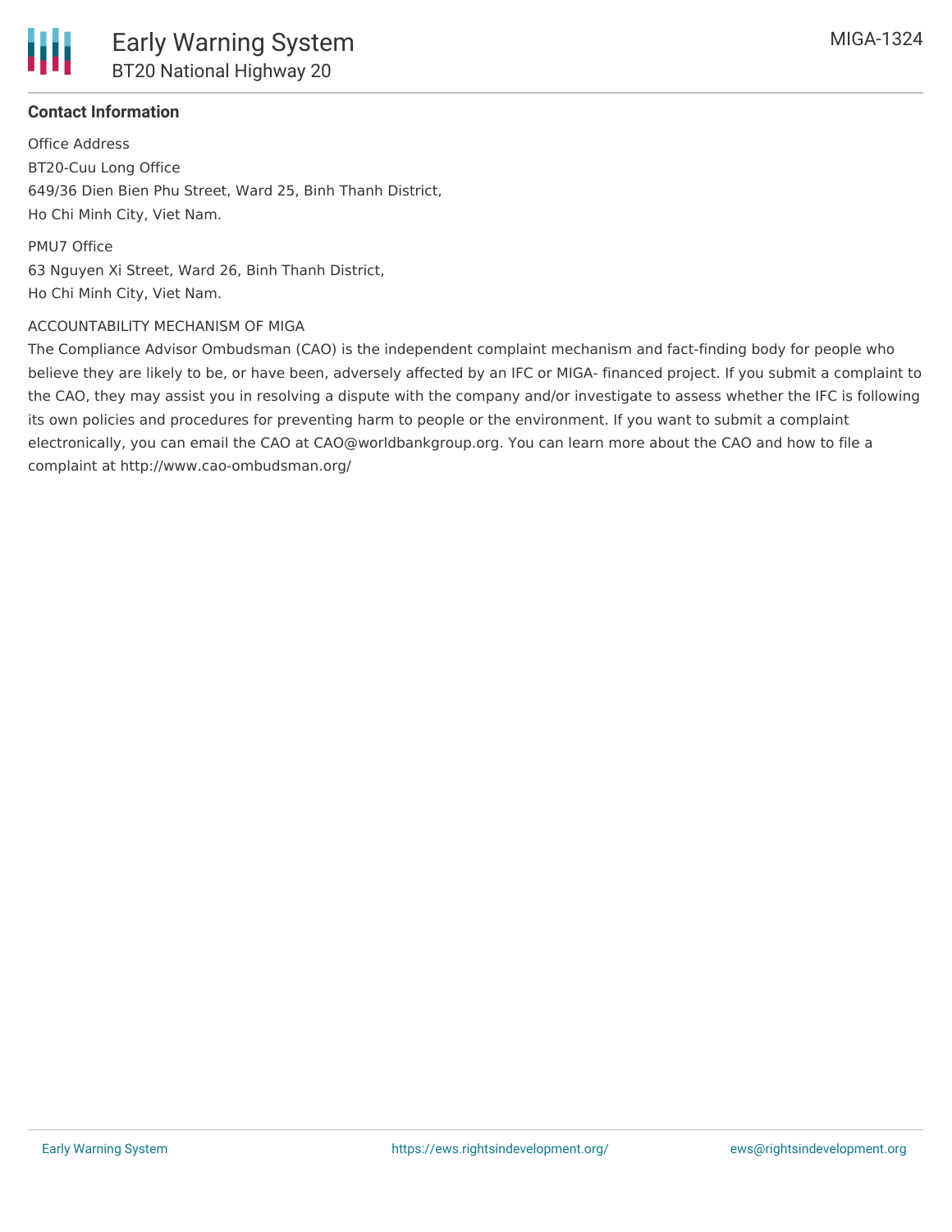**Contact Information**

Office Address
BT20-Cuu Long Office
649/36 Dien Bien Phu Street, Ward 25, Binh Thanh District,
Ho Chi Minh City, Viet Nam.

PMU7 Office
63 Nguyen Xi Street, Ward 26, Binh Thanh District,
Ho Chi Minh City, Viet Nam.

ACCOUNTABILITY MECHANISM OF MIGA
The Compliance Advisor Ombudsman (CAO) is the independent complaint mechanism and fact-finding body for people who believe they are likely to be, or have been, adversely affected by an IFC or MIGA- financed project. If you submit a complaint to the CAO, they may assist you in resolving a dispute with the company and/or investigate to assess whether the IFC is following its own policies and procedures for preventing harm to people or the environment. If you want to submit a complaint electronically, you can email the CAO at CAO@worldbankgroup.org. You can learn more about the CAO and how to file a complaint at http://www.cao-ombudsman.org/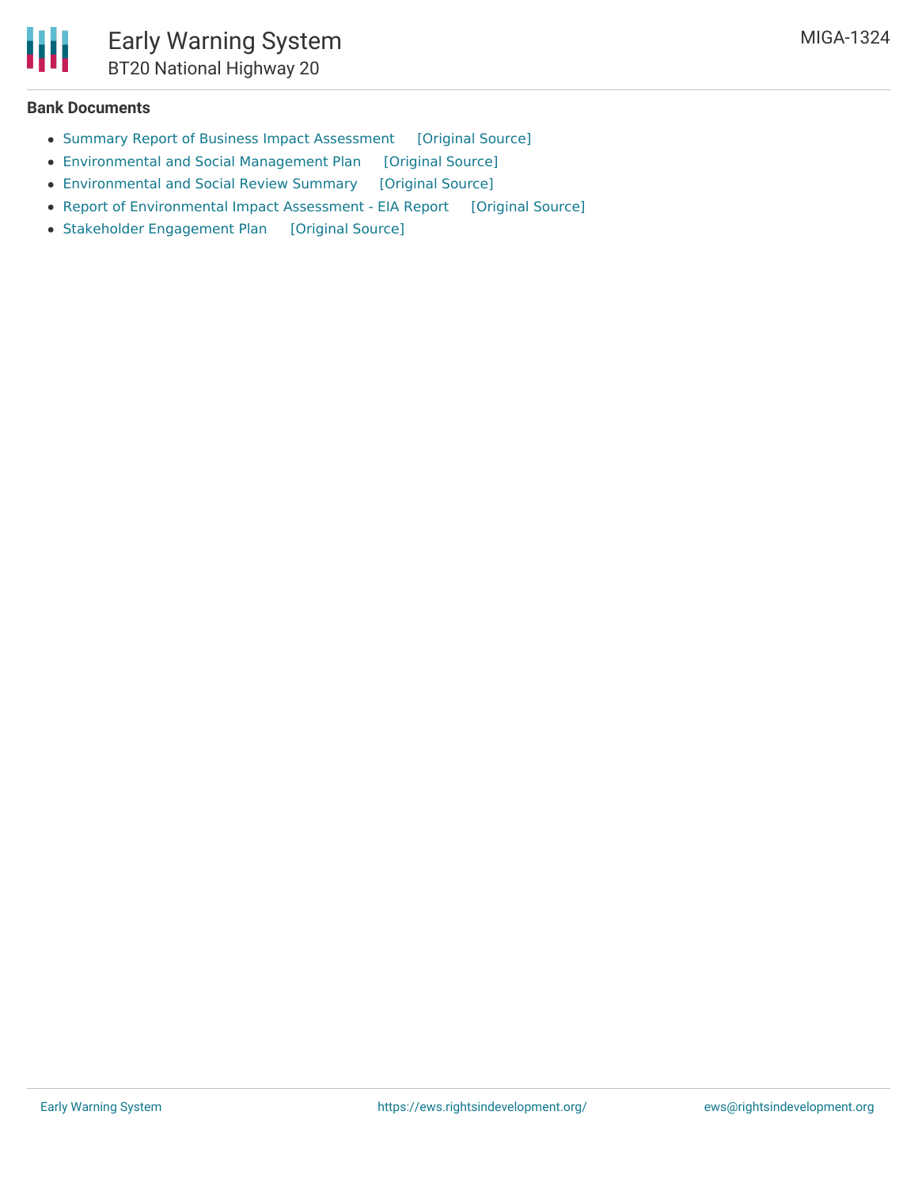## Bank Documents

- Summary Report of Business Impact Assessment [Original Source]
- Environmental and Social Management Plan [Original Source]
- Environmental and Social Review Summary [Original Source]
- Report of Environmental Impact Assessment - EIA Report [Original Source]
- Stakeholder Engagement Plan [Original Source]